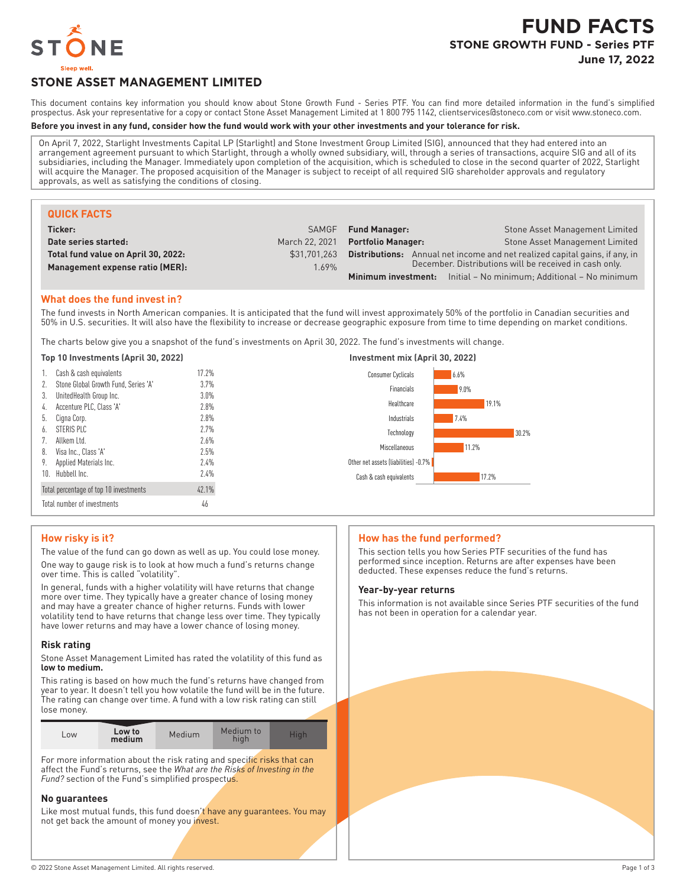# FUND FACTS

## STONE GROWTH FUND - Series PTF

**June 17, 2022**

## STONE ASSET MANAGEMENT LIMITED

This document contains key information you should know about Stone Growth Fund - Series PTF. You can find more detailed information in the fund's simplified prospectus. Ask your representative for a copy or contact Stone Asset Management Limited at 1 800 795 1142, clientservices@stoneco.com or visit www.stoneco.com.

**Before you invest in any fund, consider how the fund would work with your other investments and your tolerance for risk.**

On April 7, 2022, Starlight Investments Capital LP (Starlight) and Stone Investment Group Limited (SIG), announced that they had entered into an arrangement agreement pursuant to which Starlight, through a wholly owned subsidiary, will, through a series of transactions, acquire SIG and all of its subsidiaries, including the Manager. Immediately upon completion of the acquisition, which is scheduled to close in the second quarter of 2022, Starlight will acquire the Manager. The proposed acquisition of the Manager is subject to receipt of all required SIG shareholder approvals and regulatory approvals, as well as satisfying the conditions of closing.

### QUICK FACTS

| | | | |
|---|---|---|---|
| **Ticker:** | SAMGF | **Fund Manager:** | Stone Asset Management Limited |
| **Date series started:** | March 22, 2021 | **Portfolio Manager:** | Stone Asset Management Limited |
| **Total fund value on April 30, 2022:** | $31,701,263 | **Distributions:** | Annual net income and net realized capital gains, if any, in December. Distributions will be received in cash only. |
| **Management expense ratio (MER):** | 1.69% | **Minimum investment:** | Initial – No minimum; Additional – No minimum |

### What does the fund invest in?

The fund invests in North American companies. It is anticipated that the fund will invest approximately 50% of the portfolio in Canadian securities and 50% in U.S. securities. It will also have the flexibility to increase or decrease geographic exposure from time to time depending on market conditions.

The charts below give you a snapshot of the fund's investments on April 30, 2022. The fund's investments will change.

**Top 10 Investments (April 30, 2022)**

| | | |
|---|---|---|
| 1. | Cash & cash equivalents | 17.2% |
| 2. | Stone Global Growth Fund, Series 'A' | 3.7% |
| 3. | UnitedHealth Group Inc. | 3.0% |
| 4. | Accenture PLC, Class 'A' | 2.8% |
| 5. | Cigna Corp. | 2.8% |
| 6. | STERIS PLC | 2.7% |
| 7. | Allkem Ltd. | 2.6% |
| 8. | Visa Inc., Class 'A' | 2.5% |
| 9. | Applied Materials Inc. | 2.4% |
| 10. | Hubbell Inc. | 2.4% |
| | Total percentage of top 10 investments | 42.1% |
| | Total number of investments | 46 |

**Investment mix (April 30, 2022)**

| Sector | % |
|---|---|
| Consumer Cyclicals | 6.6% |
| Financials | 9.0% |
| Healthcare | 19.1% |
| Industrials | 7.4% |
| Technology | 30.2% |
| Miscellaneous | 11.2% |
| Other net assets (liabilities) | -0.7% |
| Cash & cash equivalents | 17.2% |

### How risky is it?

The value of the fund can go down as well as up. You could lose money.

One way to gauge risk is to look at how much a fund's returns change over time. This is called "volatility".

In general, funds with a higher volatility will have returns that change more over time. They typically have a greater chance of losing money and may have a greater chance of higher returns. Funds with lower volatility tend to have returns that change less over time. They typically have lower returns and may have a lower chance of losing money.

#### Risk rating

Stone Asset Management Limited has rated the volatility of this fund as **low to medium.**

This rating is based on how much the fund's returns have changed from year to year. It doesn't tell you how volatile the fund will be in the future. The rating can change over time. A fund with a low risk rating can still lose money.

| Low | **Low to medium** | Medium | Medium to high | High |
|---|---|---|---|---|

For more information about the risk rating and specific risks that can affect the Fund's returns, see the *What are the Risks of Investing in the Fund?* section of the Fund's simplified prospectus.

#### No guarantees

Like most mutual funds, this fund doesn't have any guarantees. You may not get back the amount of money you invest.

### How has the fund performed?

This section tells you how Series PTF securities of the fund has performed since inception. Returns are after expenses have been deducted. These expenses reduce the fund's returns.

#### Year-by-year returns

This information is not available since Series PTF securities of the fund has not been in operation for a calendar year.

© 2022 Stone Asset Management Limited. All rights reserved.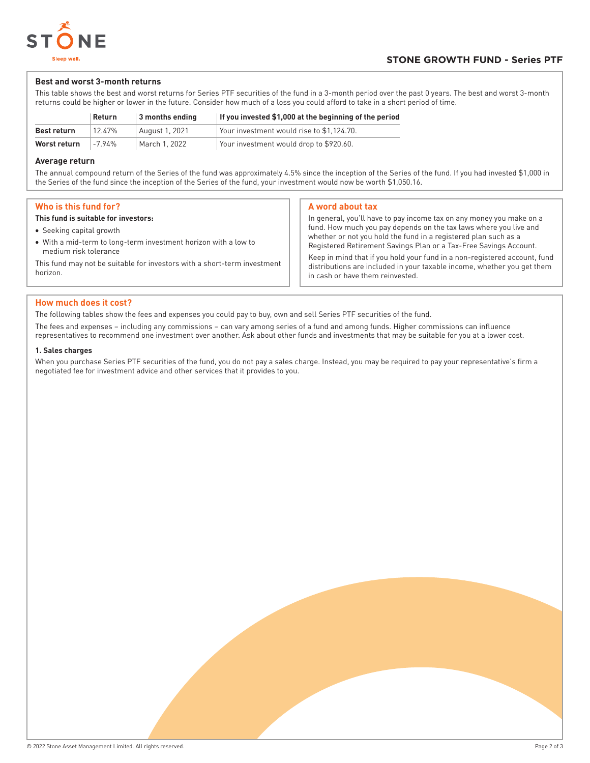### Best and worst 3-month returns

This table shows the best and worst returns for Series PTF securities of the fund in a 3-month period over the past 0 years. The best and worst 3-month returns could be higher or lower in the future. Consider how much of a loss you could afford to take in a short period of time.

| | Return | 3 months ending | If you invested $1,000 at the beginning of the period |
|---|---|---|---|
| **Best return** | 12.47% | August 1, 2021 | Your investment would rise to $1,124.70. |
| **Worst return** | -7.94% | March 1, 2022 | Your investment would drop to $920.60. |

### Average return

The annual compound return of the Series of the fund was approximately 4.5% since the inception of the Series of the fund. If you had invested $1,000 in the Series of the fund since the inception of the Series of the fund, your investment would now be worth $1,050.16.

## Who is this fund for?

**This fund is suitable for investors:**

- Seeking capital growth
- With a mid-term to long-term investment horizon with a low to medium risk tolerance

This fund may not be suitable for investors with a short-term investment horizon.

## A word about tax

In general, you'll have to pay income tax on any money you make on a fund. How much you pay depends on the tax laws where you live and whether or not you hold the fund in a registered plan such as a Registered Retirement Savings Plan or a Tax-Free Savings Account.

Keep in mind that if you hold your fund in a non-registered account, fund distributions are included in your taxable income, whether you get them in cash or have them reinvested.

## How much does it cost?

The following tables show the fees and expenses you could pay to buy, own and sell Series PTF securities of the fund.

The fees and expenses – including any commissions – can vary among series of a fund and among funds. Higher commissions can influence representatives to recommend one investment over another. Ask about other funds and investments that may be suitable for you at a lower cost.

#### 1. Sales charges

When you purchase Series PTF securities of the fund, you do not pay a sales charge. Instead, you may be required to pay your representative's firm a negotiated fee for investment advice and other services that it provides to you.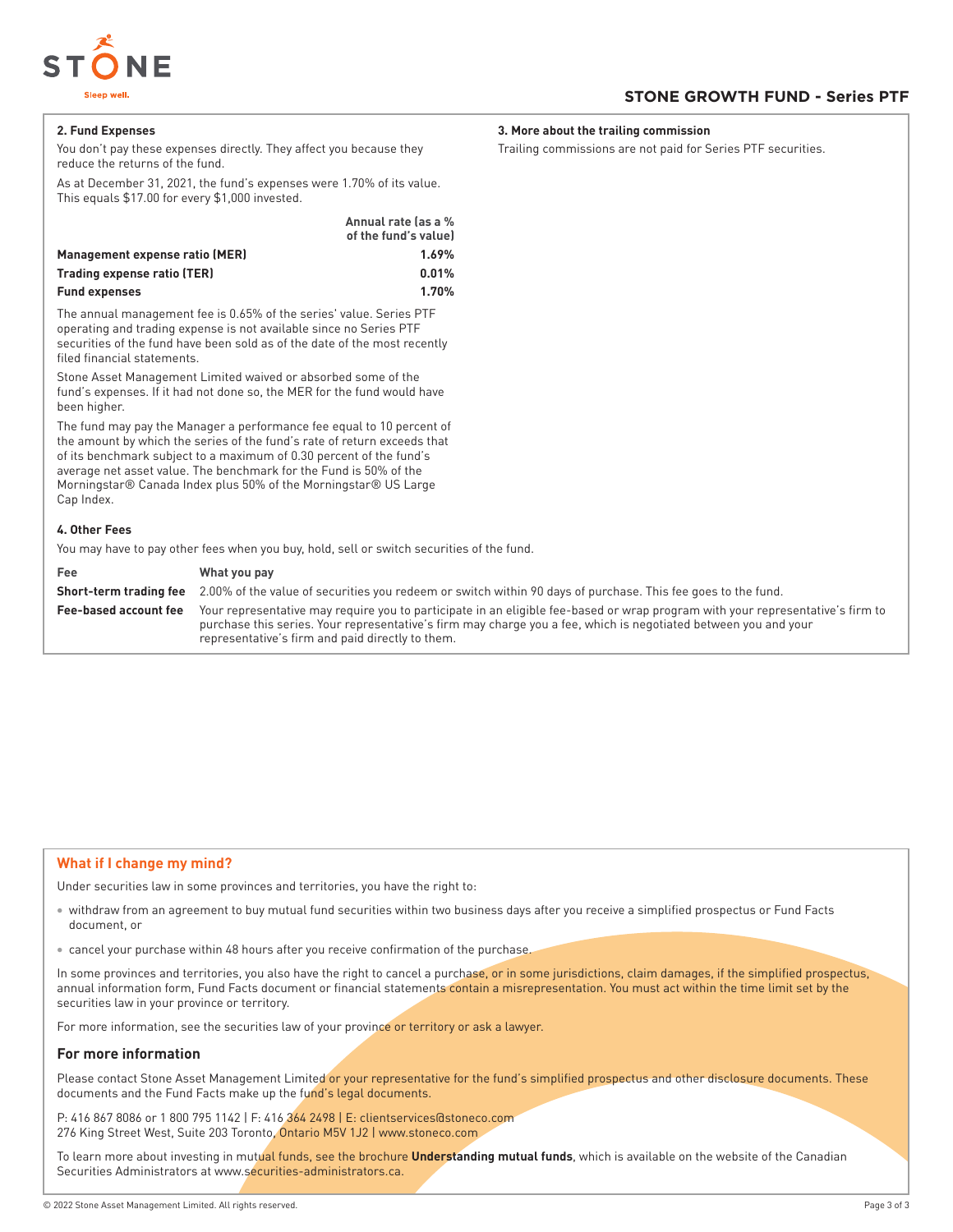# STONE GROWTH FUND - Series PTF

## 2. Fund Expenses

You don't pay these expenses directly. They affect you because they reduce the returns of the fund.

As at December 31, 2021, the fund's expenses were 1.70% of its value. This equals $17.00 for every $1,000 invested.

| | Annual rate (as a % of the fund's value) |
|---|---|
| **Management expense ratio (MER)** | **1.69%** |
| **Trading expense ratio (TER)** | **0.01%** |
| **Fund expenses** | **1.70%** |

The annual management fee is 0.65% of the series' value. Series PTF operating and trading expense is not available since no Series PTF securities of the fund have been sold as of the date of the most recently filed financial statements.

Stone Asset Management Limited waived or absorbed some of the fund's expenses. If it had not done so, the MER for the fund would have been higher.

The fund may pay the Manager a performance fee equal to 10 percent of the amount by which the series of the fund's rate of return exceeds that of its benchmark subject to a maximum of 0.30 percent of the fund's average net asset value. The benchmark for the Fund is 50% of the Morningstar® Canada Index plus 50% of the Morningstar® US Large Cap Index.

## 3. More about the trailing commission

Trailing commissions are not paid for Series PTF securities.

## 4. Other Fees

You may have to pay other fees when you buy, hold, sell or switch securities of the fund.

| Fee | What you pay |
|---|---|
| **Short-term trading fee** | 2.00% of the value of securities you redeem or switch within 90 days of purchase. This fee goes to the fund. |
| **Fee-based account fee** | Your representative may require you to participate in an eligible fee-based or wrap program with your representative's firm to purchase this series. Your representative's firm may charge you a fee, which is negotiated between you and your representative's firm and paid directly to them. |

## What if I change my mind?

Under securities law in some provinces and territories, you have the right to:

- withdraw from an agreement to buy mutual fund securities within two business days after you receive a simplified prospectus or Fund Facts document, or
- cancel your purchase within 48 hours after you receive confirmation of the purchase.

In some provinces and territories, you also have the right to cancel a purchase, or in some jurisdictions, claim damages, if the simplified prospectus, annual information form, Fund Facts document or financial statements contain a misrepresentation. You must act within the time limit set by the securities law in your province or territory.

For more information, see the securities law of your province or territory or ask a lawyer.

## For more information

Please contact Stone Asset Management Limited or your representative for the fund's simplified prospectus and other disclosure documents. These documents and the Fund Facts make up the fund's legal documents.

P: 416 867 8086 or 1 800 795 1142 | F: 416 364 2498 | E: clientservices@stoneco.com
276 King Street West, Suite 203 Toronto, Ontario M5V 1J2 | www.stoneco.com

To learn more about investing in mutual funds, see the brochure **Understanding mutual funds**, which is available on the website of the Canadian Securities Administrators at www.securities-administrators.ca.

© 2022 Stone Asset Management Limited. All rights reserved.